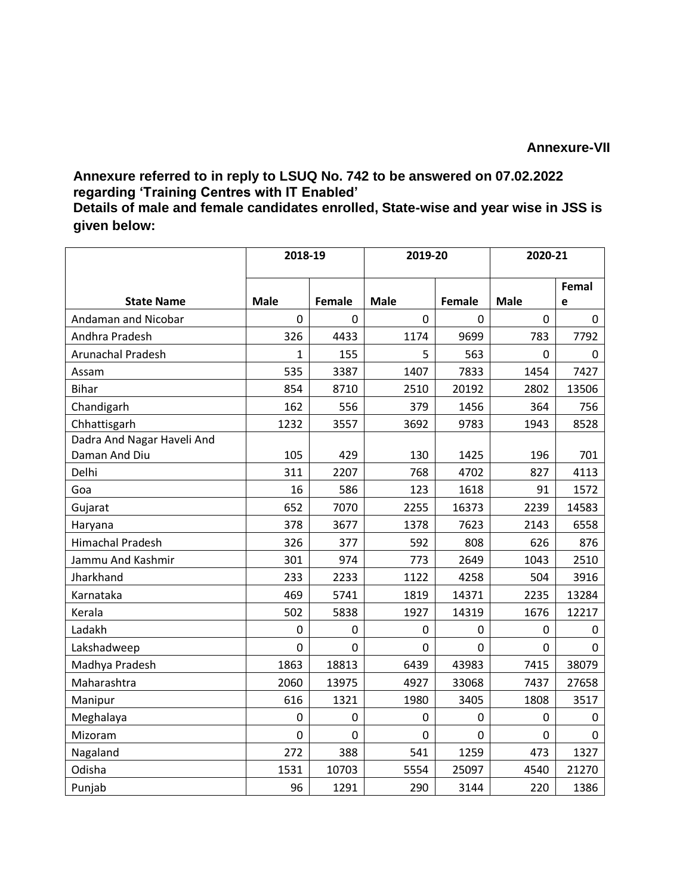**Annexure-VII**

**Annexure referred to in reply to LSUQ No. 742 to be answered on 07.02.2022 regarding 'Training Centres with IT Enabled'**

**Details of male and female candidates enrolled, State-wise and year wise in JSS is given below:**

| | 2018-19 | | 2019-20 | | 2020-21 | |
|---|---|---|---|---|---|---|
| **State Name** | **Male** | **Female** | **Male** | **Female** | **Male** | **Female** |
| Andaman and Nicobar | 0 | 0 | 0 | 0 | 0 | 0 |
| Andhra Pradesh | 326 | 4433 | 1174 | 9699 | 783 | 7792 |
| Arunachal Pradesh | 1 | 155 | 5 | 563 | 0 | 0 |
| Assam | 535 | 3387 | 1407 | 7833 | 1454 | 7427 |
| Bihar | 854 | 8710 | 2510 | 20192 | 2802 | 13506 |
| Chandigarh | 162 | 556 | 379 | 1456 | 364 | 756 |
| Chhattisgarh | 1232 | 3557 | 3692 | 9783 | 1943 | 8528 |
| Dadra And Nagar Haveli And Daman And Diu | 105 | 429 | 130 | 1425 | 196 | 701 |
| Delhi | 311 | 2207 | 768 | 4702 | 827 | 4113 |
| Goa | 16 | 586 | 123 | 1618 | 91 | 1572 |
| Gujarat | 652 | 7070 | 2255 | 16373 | 2239 | 14583 |
| Haryana | 378 | 3677 | 1378 | 7623 | 2143 | 6558 |
| Himachal Pradesh | 326 | 377 | 592 | 808 | 626 | 876 |
| Jammu And Kashmir | 301 | 974 | 773 | 2649 | 1043 | 2510 |
| Jharkhand | 233 | 2233 | 1122 | 4258 | 504 | 3916 |
| Karnataka | 469 | 5741 | 1819 | 14371 | 2235 | 13284 |
| Kerala | 502 | 5838 | 1927 | 14319 | 1676 | 12217 |
| Ladakh | 0 | 0 | 0 | 0 | 0 | 0 |
| Lakshadweep | 0 | 0 | 0 | 0 | 0 | 0 |
| Madhya Pradesh | 1863 | 18813 | 6439 | 43983 | 7415 | 38079 |
| Maharashtra | 2060 | 13975 | 4927 | 33068 | 7437 | 27658 |
| Manipur | 616 | 1321 | 1980 | 3405 | 1808 | 3517 |
| Meghalaya | 0 | 0 | 0 | 0 | 0 | 0 |
| Mizoram | 0 | 0 | 0 | 0 | 0 | 0 |
| Nagaland | 272 | 388 | 541 | 1259 | 473 | 1327 |
| Odisha | 1531 | 10703 | 5554 | 25097 | 4540 | 21270 |
| Punjab | 96 | 1291 | 290 | 3144 | 220 | 1386 |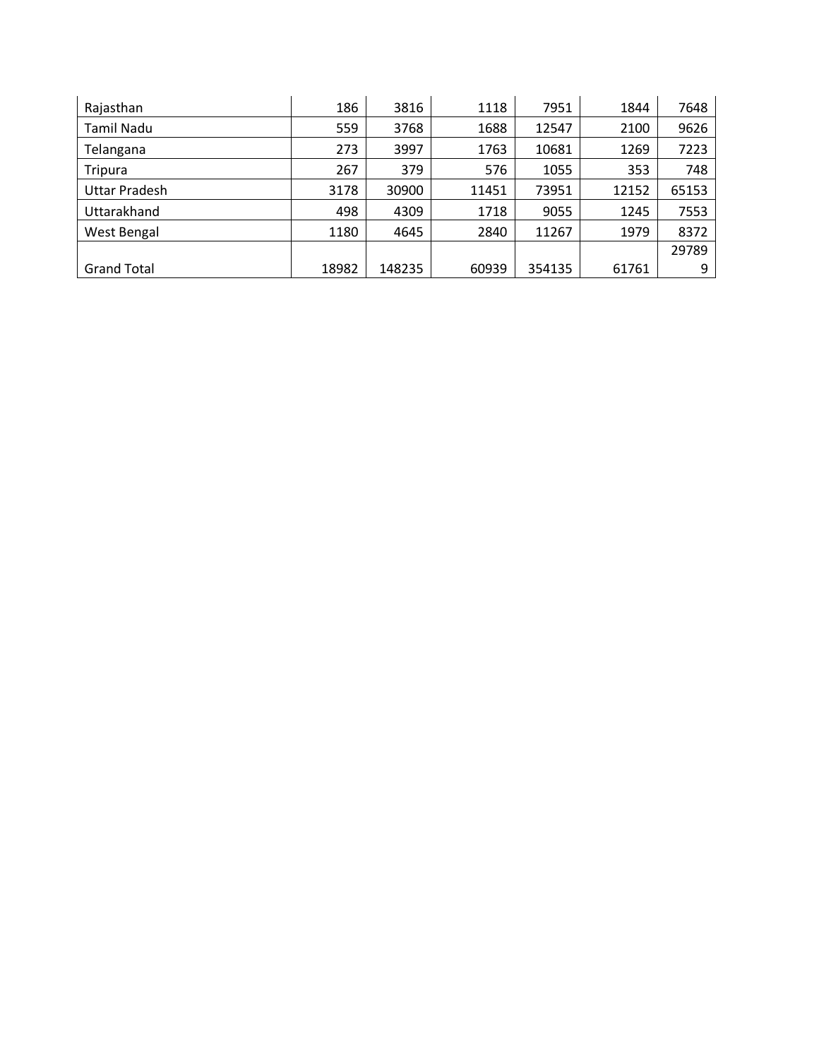| | | | | | | |
|---|---|---|---|---|---|---|
| Rajasthan | 186 | 3816 | 1118 | 7951 | 1844 | 7648 |
| Tamil Nadu | 559 | 3768 | 1688 | 12547 | 2100 | 9626 |
| Telangana | 273 | 3997 | 1763 | 10681 | 1269 | 7223 |
| Tripura | 267 | 379 | 576 | 1055 | 353 | 748 |
| Uttar Pradesh | 3178 | 30900 | 11451 | 73951 | 12152 | 65153 |
| Uttarakhand | 498 | 4309 | 1718 | 9055 | 1245 | 7553 |
| West Bengal | 1180 | 4645 | 2840 | 11267 | 1979 | 8372 |
| Grand Total | 18982 | 148235 | 60939 | 354135 | 61761 | 297899 |